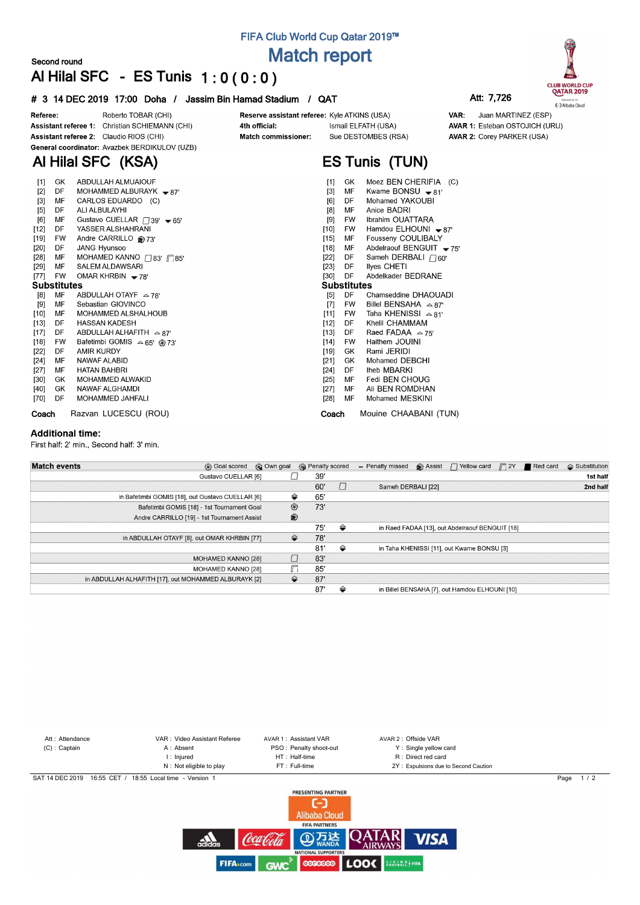# FIFA Club World Cup Qatar 2019™

## Match report

Second round

## Al Hilal SFC - ES Tunis 1 : 0 ( 0 : 0 )

**# 3 14 DEC 2019 17:00 Doha / Jassim Bin Hamad Stadium / QAT**

Att: 7,726

| | | | | | |
|---|---|---|---|---|---|
| **Referee:** | Roberto TOBAR (CHI) | **Reserve assistant referee:** | Kyle ATKINS (USA) | **VAR:** | Juan MARTINEZ (ESP) |
| **Assistant referee 1:** | Christian SCHIEMANN (CHI) | **4th official:** | Ismail ELFATH (USA) | **AVAR 1:** | Esteban OSTOJICH (URU) |
| **Assistant referee 2:** | Claudio RIOS (CHI) | **Match commissioner:** | Sue DESTOMBES (RSA) | **AVAR 2:** | Corey PARKER (USA) |
| **General coordinator:** | Avazbek BERDIKULOV (UZB) | | | | |

## Al Hilal SFC (KSA)

| No. | Pos | Player | Events |
|---|---|---|---|
| [1] | GK | ABDULLAH ALMUAIOUF | |
| [2] | DF | MOHAMMED ALBURAYK | ▼ 87' |
| [3] | MF | CARLOS EDUARDO (C) | |
| [5] | DF | ALI ALBULAYHI | |
| [6] | MF | Gustavo CUELLAR | Yellow card 39', ▼ 65' |
| [12] | DF | YASSER ALSHAHRANI | |
| [19] | FW | Andre CARRILLO | Assist 73' |
| [20] | DF | JANG Hyunsoo | |
| [28] | MF | MOHAMMED KANNO | Yellow card 83', 2Y 85' |
| [29] | MF | SALEM ALDAWSARI | |
| [77] | FW | OMAR KHRBIN | ▼ 78' |

### Substitutes

| No. | Pos | Player | Events |
|---|---|---|---|
| [8] | MF | ABDULLAH OTAYF | ▲ 78' |
| [9] | MF | Sebastian GIOVINCO | |
| [10] | MF | MOHAMMED ALSHALHOUB | |
| [13] | DF | HASSAN KADESH | |
| [17] | DF | ABDULLAH ALHAFITH | ▲ 87' |
| [18] | FW | Bafetimbi GOMIS | ▲ 65', Goal 73' |
| [22] | DF | AMIR KURDY | |
| [24] | MF | NAWAF ALABID | |
| [27] | MF | HATAN BAHBRI | |
| [30] | GK | MOHAMMED ALWAKID | |
| [40] | GK | NAWAF ALGHAMDI | |
| [70] | DF | MOHAMMED JAHFALI | |

**Coach** Razvan LUCESCU (ROU)

## ES Tunis (TUN)

| No. | Pos | Player | Events |
|---|---|---|---|
| [1] | GK | Moez BEN CHERIFIA (C) | |
| [3] | MF | Kwame BONSU | ▼ 81' |
| [6] | DF | Mohamed YAKOUBI | |
| [8] | MF | Anice BADRI | |
| [9] | FW | Ibrahim OUATTARA | |
| [10] | FW | Hamdou ELHOUNI | ▼ 87' |
| [15] | MF | Fousseny COULIBALY | |
| [18] | MF | Abdelraouf BENGUIT | ▼ 75' |
| [22] | DF | Sameh DERBALI | Yellow card 60' |
| [23] | DF | Ilyes CHETI | |
| [30] | DF | Abdelkader BEDRANE | |

### Substitutes

| No. | Pos | Player | Events |
|---|---|---|---|
| [5] | DF | Chamseddine DHAOUADI | |
| [7] | FW | Billel BENSAHA | ▲ 87' |
| [11] | FW | Taha KHENISSI | ▲ 81' |
| [12] | DF | Khelil CHAMMAM | |
| [13] | DF | Raed FADAA | ▲ 75' |
| [14] | FW | Haithem JOUINI | |
| [19] | GK | Rami JERIDI | |
| [21] | GK | Mohamed DEBCHI | |
| [24] | DF | Iheb MBARKI | |
| [25] | MF | Fedi BEN CHOUG | |
| [27] | MF | Ali BEN ROMDHAN | |
| [28] | MF | Mohamed MESKINI | |

**Coach** Mouine CHAABANI (TUN)

## Additional time:

First half: 2' min., Second half: 3' min.

## Match events

| Al Hilal SFC | Event | Minute | Event | ES Tunis | |
|---|---|---|---|---|---|
| Gustavo CUELLAR [6] | Yellow card | 39' | | | 1st half |
| | | 60' | Yellow card | Sameh DERBALI [22] | 2nd half |
| in Bafetimbi GOMIS [18], out Gustavo CUELLAR [6] | Substitution | 65' | | | |
| Bafetimbi GOMIS [18] - 1st Tournament Goal | Goal scored | 73' | | | |
| Andre CARRILLO [19] - 1st Tournament Assist | Assist | | | | |
| | | 75' | Substitution | in Raed FADAA [13], out Abdelraouf BENGUIT [18] | |
| in ABDULLAH OTAYF [8], out OMAR KHRBIN [77] | Substitution | 78' | | | |
| | | 81' | Substitution | in Taha KHENISSI [11], out Kwame BONSU [3] | |
| MOHAMED KANNO [28] | Yellow card | 83' | | | |
| MOHAMED KANNO [28] | 2Y | 85' | | | |
| in ABDULLAH ALHAFITH [17], out MOHAMMED ALBURAYK [2] | Substitution | 87' | | | |
| | | 87' | Substitution | in Billel BENSAHA [7], out Hamdou ELHOUNI [10] | |

Att : Attendance
(C) : Captain
VAR : Video Assistant Referee
A : Absent
I : Injured
N : Not eligible to play
AVAR 1 : Assistant VAR
PSO : Penalty shoot-out
HT : Half-time
FT : Full-time
AVAR 2 : Offside VAR
Y : Single yellow card
R : Direct red card
2Y : Expulsions due to Second Caution

SAT 14 DEC 2019 16:55 CET / 18:55 Local time - Version 1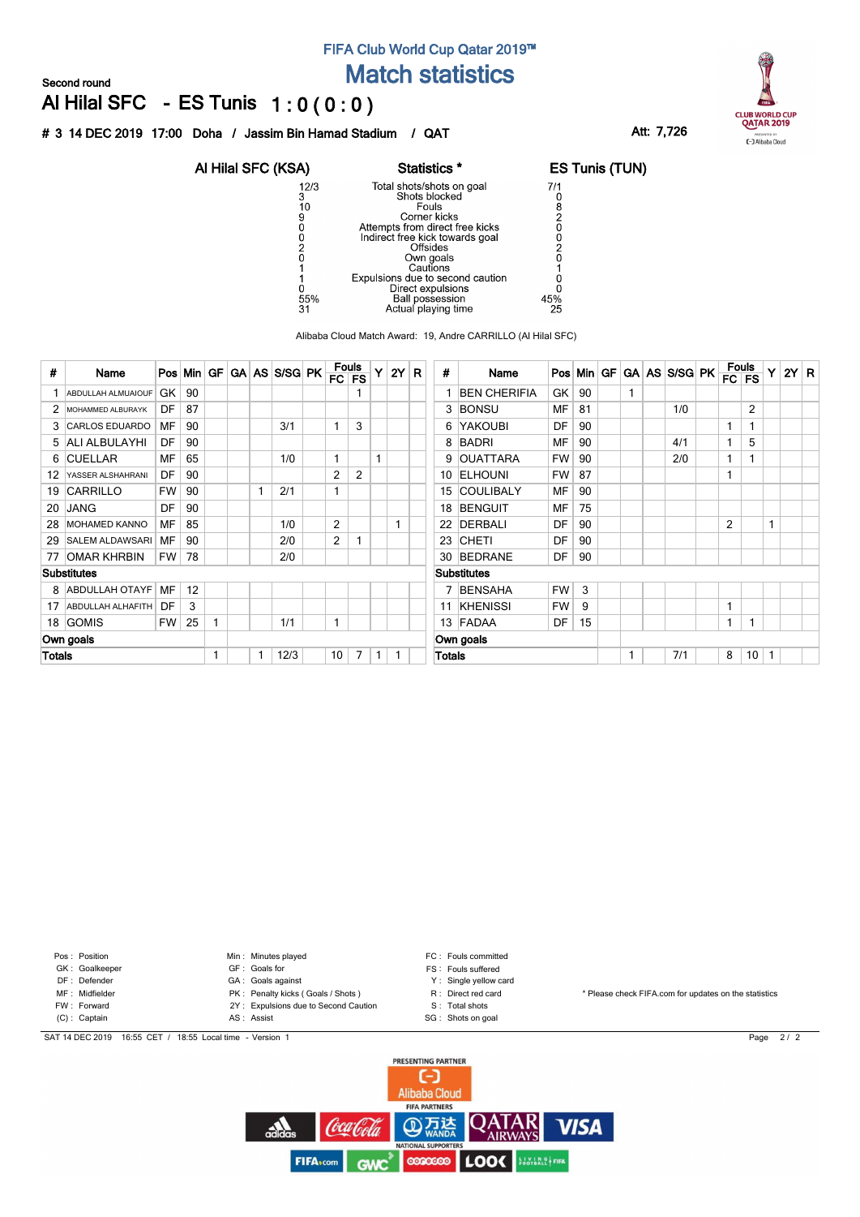# FIFA Club World Cup Qatar 2019™

## Match statistics

**Second round**

## Al Hilal SFC - ES Tunis 1 : 0 ( 0 : 0 )

**# 3 14 DEC 2019 17:00 Doha / Jassim Bin Hamad Stadium / QAT** **Att: 7,726**

| Al Hilal SFC (KSA) | Statistics * | ES Tunis (TUN) |
|---|---|---|
| 12/3 | Total shots/shots on goal | 7/1 |
| 3 | Shots blocked | 0 |
| 10 | Fouls | 8 |
| 9 | Corner kicks | 2 |
| 0 | Attempts from direct free kicks | 0 |
| 0 | Indirect free kick towards goal | 0 |
| 2 | Offsides | 2 |
| 0 | Own goals | 0 |
| 1 | Cautions | 1 |
| 1 | Expulsions due to second caution | 0 |
| 0 | Direct expulsions | 0 |
| 55% | Ball possession | 45% |
| 31 | Actual playing time | 25 |

Alibaba Cloud Match Award: 19, Andre CARRILLO (Al Hilal SFC)

| # | Name | Pos | Min | GF | GA | AS | S/SG | PK | Fouls FC | Fouls FS | Y | 2Y | R |
|---|---|---|---|---|---|---|---|---|---|---|---|---|---|
| 1 | ABDULLAH ALMUAIOUF | GK | 90 | | | | | | | 1 | | | |
| 2 | MOHAMMED ALBURAYK | DF | 87 | | | | | | | | | | |
| 3 | CARLOS EDUARDO | MF | 90 | | | | 3/1 | | 1 | 3 | | | |
| 5 | ALI ALBULAYHI | DF | 90 | | | | | | | | | | |
| 6 | CUELLAR | MF | 65 | | | | 1/0 | | 1 | | 1 | | |
| 12 | YASSER ALSHAHRANI | DF | 90 | | | | | | 2 | 2 | | | |
| 19 | CARRILLO | FW | 90 | | | 1 | 2/1 | | 1 | | | | |
| 20 | JANG | DF | 90 | | | | | | | | | | |
| 28 | MOHAMED KANNO | MF | 85 | | | | 1/0 | | 2 | | | 1 | |
| 29 | SALEM ALDAWSARI | MF | 90 | | | | 2/0 | | 2 | 1 | | | |
| 77 | OMAR KHRBIN | FW | 78 | | | | 2/0 | | | | | | |
| **Substitutes** | | | | | | | | | | | | | |
| 8 | ABDULLAH OTAYF | MF | 12 | | | | | | | | | | |
| 17 | ABDULLAH ALHAFITH | DF | 3 | | | | | | | | | | |
| 18 | GOMIS | FW | 25 | 1 | | | 1/1 | | 1 | | | | |
| **Own goals** | | | | | | | | | | | | | |
| **Totals** | | | | 1 | | 1 | 12/3 | | 10 | 7 | 1 | 1 | |

| # | Name | Pos | Min | GF | GA | AS | S/SG | PK | Fouls FC | Fouls FS | Y | 2Y | R |
|---|---|---|---|---|---|---|---|---|---|---|---|---|---|
| 1 | BEN CHERIFIA | GK | 90 | | 1 | | | | | | | | |
| 3 | BONSU | MF | 81 | | | | 1/0 | | | 2 | | | |
| 6 | YAKOUBI | DF | 90 | | | | | | 1 | 1 | | | |
| 8 | BADRI | MF | 90 | | | | 4/1 | | 1 | 5 | | | |
| 9 | OUATTARA | FW | 90 | | | | 2/0 | | 1 | 1 | | | |
| 10 | ELHOUNI | FW | 87 | | | | | | 1 | | | | |
| 15 | COULIBALY | MF | 90 | | | | | | | | | | |
| 18 | BENGUIT | MF | 75 | | | | | | | | | | |
| 22 | DERBALI | DF | 90 | | | | | | 2 | | 1 | | |
| 23 | CHETI | DF | 90 | | | | | | | | | | |
| 30 | BEDRANE | DF | 90 | | | | | | | | | | |
| **Substitutes** | | | | | | | | | | | | | |
| 7 | BENSAHA | FW | 3 | | | | | | | | | | |
| 11 | KHENISSI | FW | 9 | | | | | | 1 | | | | |
| 13 | FADAA | DF | 15 | | | | | | 1 | 1 | | | |
| **Own goals** | | | | | | | | | | | | | |
| **Totals** | | | | | 1 | | 7/1 | | 8 | 10 | 1 | | |

Pos : Position
GK : Goalkeeper
DF : Defender
MF : Midfielder
FW : Forward
(C) : Captain

Min : Minutes played
GF : Goals for
GA : Goals against
PK : Penalty kicks ( Goals / Shots )
2Y : Expulsions due to Second Caution
AS : Assist

FC : Fouls committed
FS : Fouls suffered
Y : Single yellow card
R : Direct red card
S : Total shots
SG : Shots on goal

* Please check FIFA.com for updates on the statistics